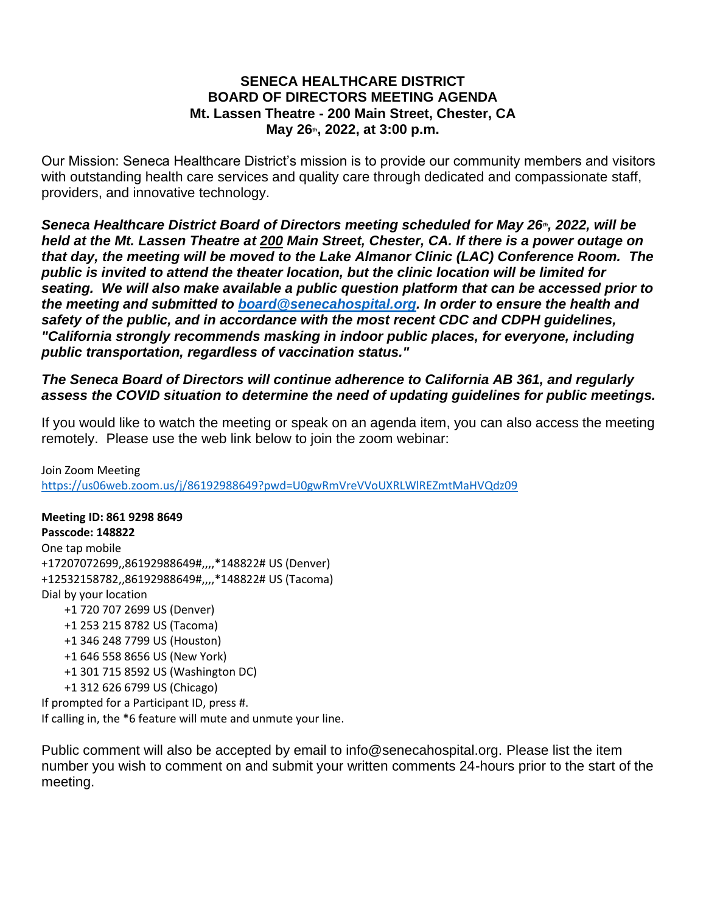# SENECA HEALTHCARE DISTRICT
## BOARD OF DIRECTORS MEETING AGENDA
### Mt. Lassen Theatre - 200 Main Street, Chester, CA
### May 26th, 2022, at 3:00 p.m.

Our Mission: Seneca Healthcare District's mission is to provide our community members and visitors with outstanding health care services and quality care through dedicated and compassionate staff, providers, and innovative technology.

***Seneca Healthcare District Board of Directors meeting scheduled for May 26th, 2022, will be held at the Mt. Lassen Theatre at 200 Main Street, Chester, CA. If there is a power outage on that day, the meeting will be moved to the Lake Almanor Clinic (LAC) Conference Room. The public is invited to attend the theater location, but the clinic location will be limited for seating. We will also make available a public question platform that can be accessed prior to the meeting and submitted to [board@senecahospital.org](mailto:board@senecahospital.org). In order to ensure the health and safety of the public, and in accordance with the most recent CDC and CDPH guidelines, "California strongly recommends masking in indoor public places, for everyone, including public transportation, regardless of vaccination status."***

***The Seneca Board of Directors will continue adherence to California AB 361, and regularly assess the COVID situation to determine the need of updating guidelines for public meetings.***

If you would like to watch the meeting or speak on an agenda item, you can also access the meeting remotely. Please use the web link below to join the zoom webinar:

Join Zoom Meeting
https://us06web.zoom.us/j/86192988649?pwd=U0gwRmVreVVoUXRLWlREZmtMaHVQdz09

**Meeting ID: 861 9298 8649**
**Passcode: 148822**
One tap mobile
+17207072699,,86192988649#,,,,*148822# US (Denver)
+12532158782,,86192988649#,,,,*148822# US (Tacoma)
Dial by your location
+1 720 707 2699 US (Denver)
+1 253 215 8782 US (Tacoma)
+1 346 248 7799 US (Houston)
+1 646 558 8656 US (New York)
+1 301 715 8592 US (Washington DC)
+1 312 626 6799 US (Chicago)
If prompted for a Participant ID, press #.
If calling in, the *6 feature will mute and unmute your line.

Public comment will also be accepted by email to info@senecahospital.org. Please list the item number you wish to comment on and submit your written comments 24-hours prior to the start of the meeting.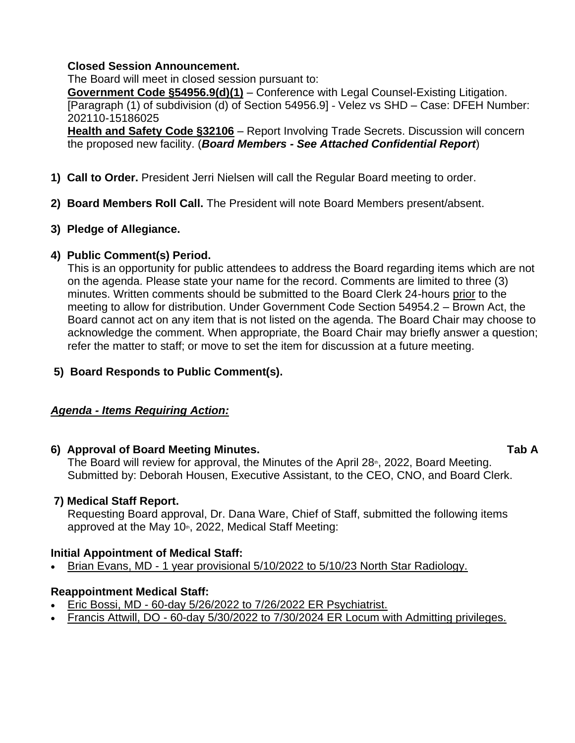**Closed Session Announcement.**

The Board will meet in closed session pursuant to:

**<u>Government Code §54956.9(d)(1)</u>** – Conference with Legal Counsel-Existing Litigation. [Paragraph (1) of subdivision (d) of Section 54956.9] - Velez vs SHD – Case: DFEH Number: 202110-15186025

**<u>Health and Safety Code §32106</u>** – Report Involving Trade Secrets. Discussion will concern the proposed new facility. (***Board Members - See Attached Confidential Report***)

1) **Call to Order.** President Jerri Nielsen will call the Regular Board meeting to order.

2) **Board Members Roll Call.** The President will note Board Members present/absent.

3) **Pledge of Allegiance.**

4) **Public Comment(s) Period.**

   This is an opportunity for public attendees to address the Board regarding items which are not on the agenda. Please state your name for the record. Comments are limited to three (3) minutes. Written comments should be submitted to the Board Clerk 24-hours <u>prior</u> to the meeting to allow for distribution. Under Government Code Section 54954.2 – Brown Act, the Board cannot act on any item that is not listed on the agenda. The Board Chair may choose to acknowledge the comment. When appropriate, the Board Chair may briefly answer a question; refer the matter to staff; or move to set the item for discussion at a future meeting.

5) **Board Responds to Public Comment(s).**

***<u>Agenda - Items Requiring Action:</u>***

6) **Approval of Board Meeting Minutes.** **Tab A**

   The Board will review for approval, the Minutes of the April 28th, 2022, Board Meeting. Submitted by: Deborah Housen, Executive Assistant, to the CEO, CNO, and Board Clerk.

7) **Medical Staff Report.**

   Requesting Board approval, Dr. Dana Ware, Chief of Staff, submitted the following items approved at the May 10th, 2022, Medical Staff Meeting:

**Initial Appointment of Medical Staff:**

- <u>Brian Evans, MD - 1 year provisional 5/10/2022 to 5/10/23 North Star Radiology.</u>

**Reappointment Medical Staff:**

- <u>Eric Bossi, MD - 60-day 5/26/2022 to 7/26/2022 ER Psychiatrist.</u>
- <u>Francis Attwill, DO - 60-day 5/30/2022 to 7/30/2024 ER Locum with Admitting privileges.</u>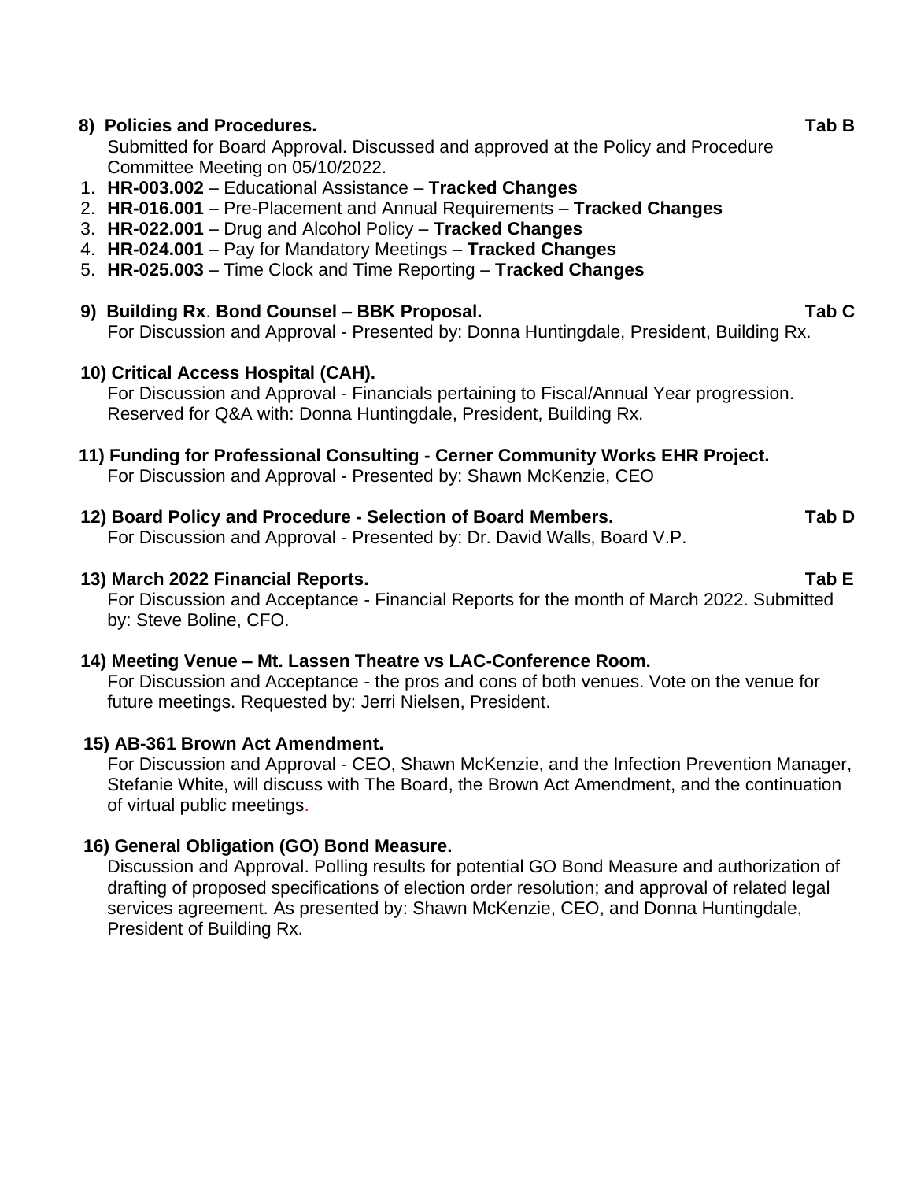**8) Policies and Procedures.** **Tab B**

Submitted for Board Approval. Discussed and approved at the Policy and Procedure Committee Meeting on 05/10/2022.

1. **HR-003.002** – Educational Assistance – **Tracked Changes**
2. **HR-016.001** – Pre-Placement and Annual Requirements – **Tracked Changes**
3. **HR-022.001** – Drug and Alcohol Policy – **Tracked Changes**
4. **HR-024.001** – Pay for Mandatory Meetings – **Tracked Changes**
5. **HR-025.003** – Time Clock and Time Reporting – **Tracked Changes**

**9) Building Rx. Bond Counsel – BBK Proposal.** **Tab C**

For Discussion and Approval - Presented by: Donna Huntingdale, President, Building Rx.

**10) Critical Access Hospital (CAH).**

For Discussion and Approval - Financials pertaining to Fiscal/Annual Year progression. Reserved for Q&A with: Donna Huntingdale, President, Building Rx.

**11) Funding for Professional Consulting - Cerner Community Works EHR Project.**

For Discussion and Approval - Presented by: Shawn McKenzie, CEO

**12) Board Policy and Procedure - Selection of Board Members.** **Tab D**

For Discussion and Approval - Presented by: Dr. David Walls, Board V.P.

**13) March 2022 Financial Reports.** **Tab E**

For Discussion and Acceptance - Financial Reports for the month of March 2022. Submitted by: Steve Boline, CFO.

**14) Meeting Venue – Mt. Lassen Theatre vs LAC-Conference Room.**

For Discussion and Acceptance - the pros and cons of both venues. Vote on the venue for future meetings. Requested by: Jerri Nielsen, President.

**15) AB-361 Brown Act Amendment.**

For Discussion and Approval - CEO, Shawn McKenzie, and the Infection Prevention Manager, Stefanie White, will discuss with The Board, the Brown Act Amendment, and the continuation of virtual public meetings.

**16) General Obligation (GO) Bond Measure.**

Discussion and Approval. Polling results for potential GO Bond Measure and authorization of drafting of proposed specifications of election order resolution; and approval of related legal services agreement. As presented by: Shawn McKenzie, CEO, and Donna Huntingdale, President of Building Rx.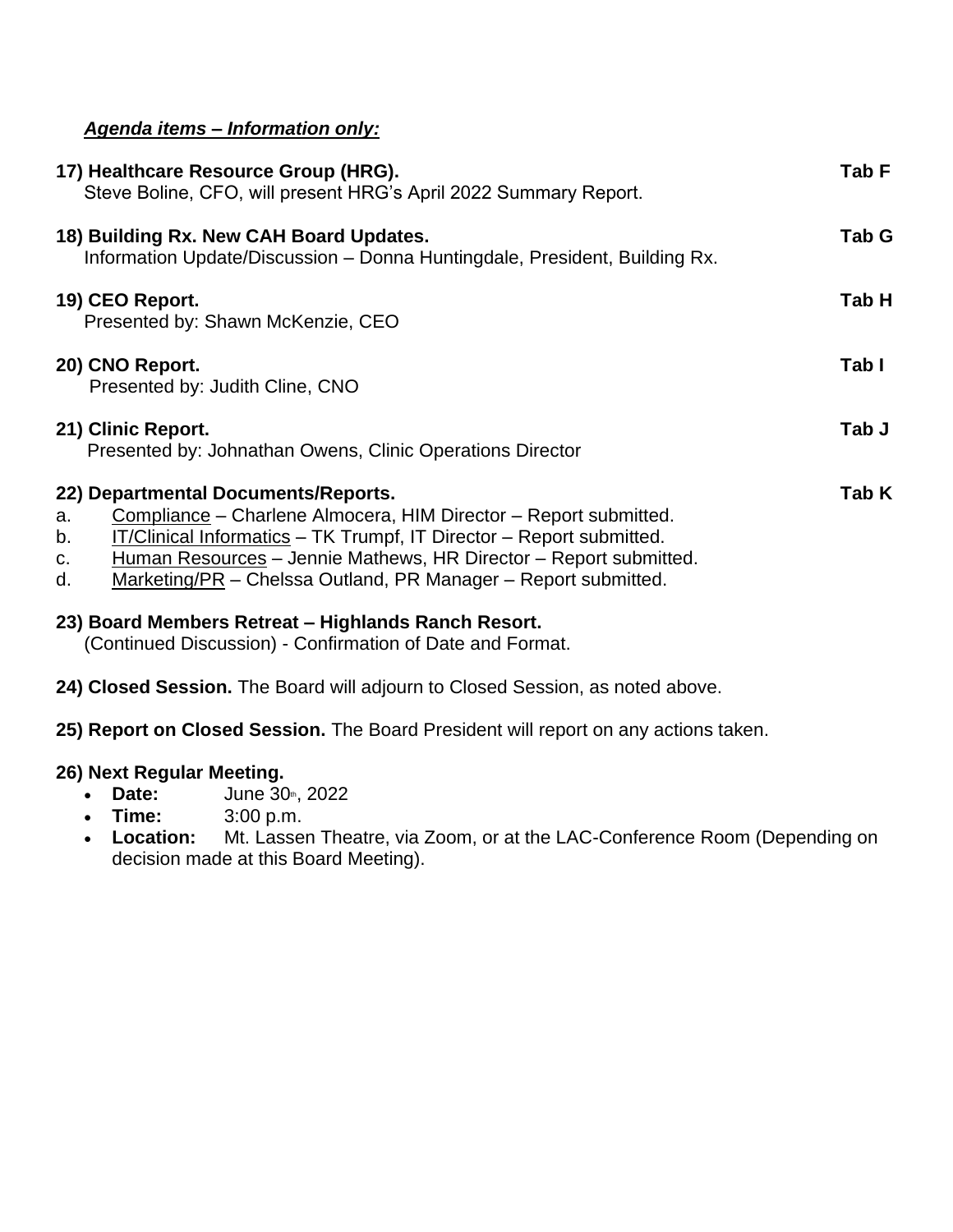***Agenda items – Information only:***

**17) Healthcare Resource Group (HRG).** **Tab F**
Steve Boline, CFO, will present HRG's April 2022 Summary Report.

**18) Building Rx. New CAH Board Updates.** **Tab G**
Information Update/Discussion – Donna Huntingdale, President, Building Rx.

**19) CEO Report.** **Tab H**
Presented by: Shawn McKenzie, CEO

**20) CNO Report.** **Tab I**
Presented by: Judith Cline, CNO

**21) Clinic Report.** **Tab J**
Presented by: Johnathan Owens, Clinic Operations Director

**22) Departmental Documents/Reports.** **Tab K**

a. <u>Compliance</u> – Charlene Almocera, HIM Director – Report submitted.
b. <u>IT/Clinical Informatics</u> – TK Trumpf, IT Director – Report submitted.
c. <u>Human Resources</u> – Jennie Mathews, HR Director – Report submitted.
d. <u>Marketing/PR</u> – Chelssa Outland, PR Manager – Report submitted.

**23) Board Members Retreat – Highlands Ranch Resort.**
(Continued Discussion) - Confirmation of Date and Format.

**24) Closed Session.** The Board will adjourn to Closed Session, as noted above.

**25) Report on Closed Session.** The Board President will report on any actions taken.

**26) Next Regular Meeting.**

- **Date:** June 30th, 2022
- **Time:** 3:00 p.m.
- **Location:** Mt. Lassen Theatre, via Zoom, or at the LAC-Conference Room (Depending on decision made at this Board Meeting).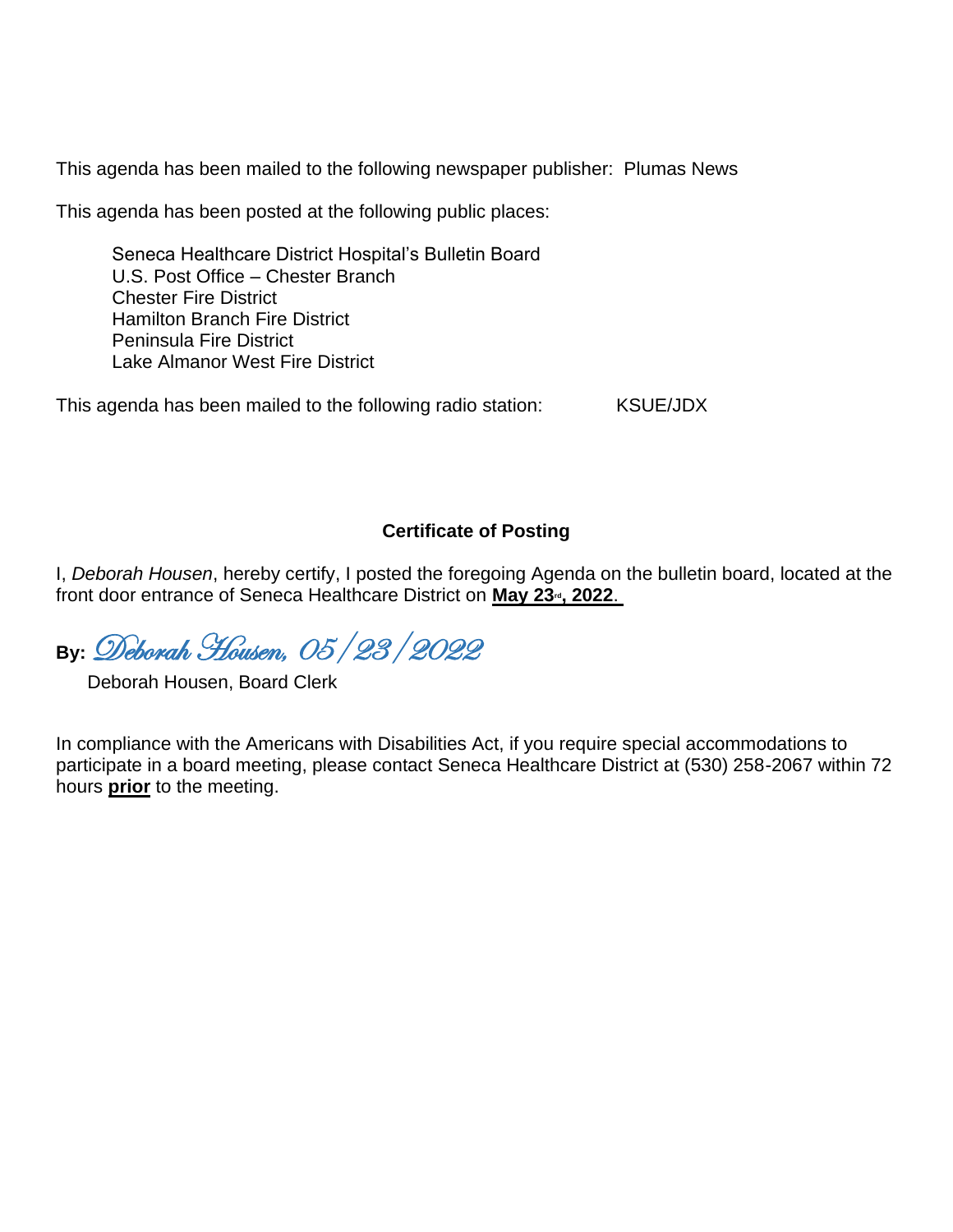This agenda has been mailed to the following newspaper publisher: Plumas News

This agenda has been posted at the following public places:

Seneca Healthcare District Hospital's Bulletin Board
U.S. Post Office – Chester Branch
Chester Fire District
Hamilton Branch Fire District
Peninsula Fire District
Lake Almanor West Fire District

This agenda has been mailed to the following radio station: KSUE/JDX

**Certificate of Posting**

I, *Deborah Housen*, hereby certify, I posted the foregoing Agenda on the bulletin board, located at the front door entrance of Seneca Healthcare District on **May 23rd, 2022**.

**By:** *Deborah Housen, 05/23/2022*

Deborah Housen, Board Clerk

In compliance with the Americans with Disabilities Act, if you require special accommodations to participate in a board meeting, please contact Seneca Healthcare District at (530) 258-2067 within 72 hours **prior** to the meeting.